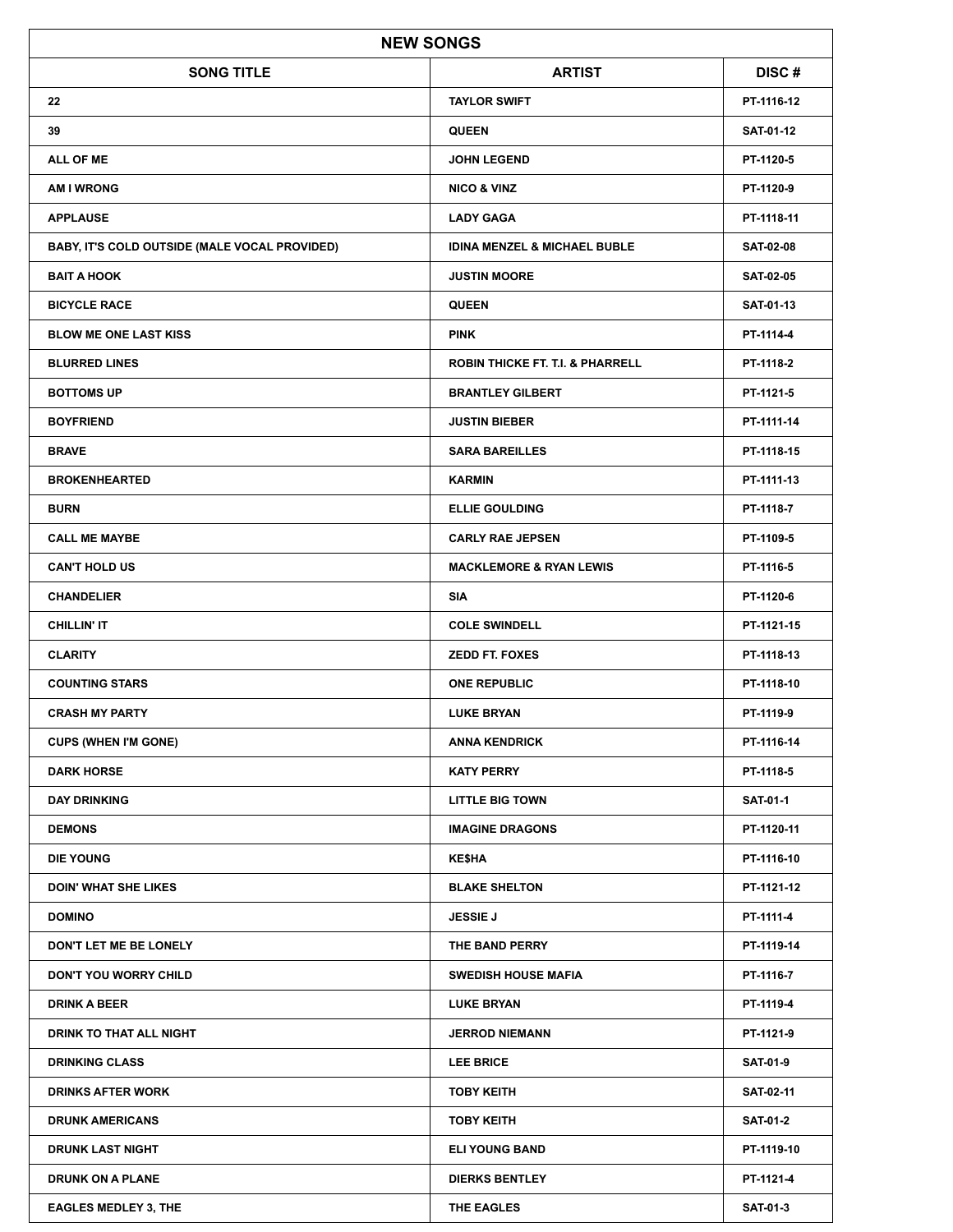| NEW SONGS | | |
|---|---|---|
| **SONG TITLE** | **ARTIST** | **DISC #** |
| 22 | TAYLOR SWIFT | PT-1116-12 |
| 39 | QUEEN | SAT-01-12 |
| ALL OF ME | JOHN LEGEND | PT-1120-5 |
| AM I WRONG | NICO & VINZ | PT-1120-9 |
| APPLAUSE | LADY GAGA | PT-1118-11 |
| BABY, IT'S COLD OUTSIDE (MALE VOCAL PROVIDED) | IDINA MENZEL & MICHAEL BUBLE | SAT-02-08 |
| BAIT A HOOK | JUSTIN MOORE | SAT-02-05 |
| BICYCLE RACE | QUEEN | SAT-01-13 |
| BLOW ME ONE LAST KISS | PINK | PT-1114-4 |
| BLURRED LINES | ROBIN THICKE FT. T.I. & PHARRELL | PT-1118-2 |
| BOTTOMS UP | BRANTLEY GILBERT | PT-1121-5 |
| BOYFRIEND | JUSTIN BIEBER | PT-1111-14 |
| BRAVE | SARA BAREILLES | PT-1118-15 |
| BROKENHEARTED | KARMIN | PT-1111-13 |
| BURN | ELLIE GOULDING | PT-1118-7 |
| CALL ME MAYBE | CARLY RAE JEPSEN | PT-1109-5 |
| CAN'T HOLD US | MACKLEMORE & RYAN LEWIS | PT-1116-5 |
| CHANDELIER | SIA | PT-1120-6 |
| CHILLIN' IT | COLE SWINDELL | PT-1121-15 |
| CLARITY | ZEDD FT. FOXES | PT-1118-13 |
| COUNTING STARS | ONE REPUBLIC | PT-1118-10 |
| CRASH MY PARTY | LUKE BRYAN | PT-1119-9 |
| CUPS (WHEN I'M GONE) | ANNA KENDRICK | PT-1116-14 |
| DARK HORSE | KATY PERRY | PT-1118-5 |
| DAY DRINKING | LITTLE BIG TOWN | SAT-01-1 |
| DEMONS | IMAGINE DRAGONS | PT-1120-11 |
| DIE YOUNG | KE$HA | PT-1116-10 |
| DOIN' WHAT SHE LIKES | BLAKE SHELTON | PT-1121-12 |
| DOMINO | JESSIE J | PT-1111-4 |
| DON'T LET ME BE LONELY | THE BAND PERRY | PT-1119-14 |
| DON'T YOU WORRY CHILD | SWEDISH HOUSE MAFIA | PT-1116-7 |
| DRINK A BEER | LUKE BRYAN | PT-1119-4 |
| DRINK TO THAT ALL NIGHT | JERROD NIEMANN | PT-1121-9 |
| DRINKING CLASS | LEE BRICE | SAT-01-9 |
| DRINKS AFTER WORK | TOBY KEITH | SAT-02-11 |
| DRUNK AMERICANS | TOBY KEITH | SAT-01-2 |
| DRUNK LAST NIGHT | ELI YOUNG BAND | PT-1119-10 |
| DRUNK ON A PLANE | DIERKS BENTLEY | PT-1121-4 |
| EAGLES MEDLEY 3, THE | THE EAGLES | SAT-01-3 |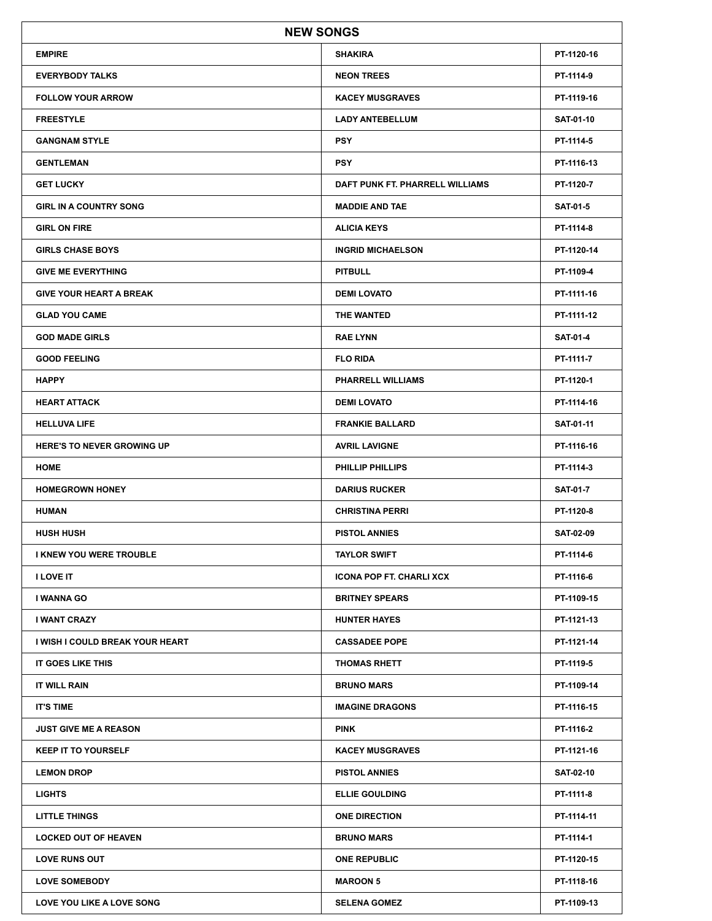| NEW SONGS | | |
|---|---|---|
| EMPIRE | SHAKIRA | PT-1120-16 |
| EVERYBODY TALKS | NEON TREES | PT-1114-9 |
| FOLLOW YOUR ARROW | KACEY MUSGRAVES | PT-1119-16 |
| FREESTYLE | LADY ANTEBELLUM | SAT-01-10 |
| GANGNAM STYLE | PSY | PT-1114-5 |
| GENTLEMAN | PSY | PT-1116-13 |
| GET LUCKY | DAFT PUNK FT. PHARRELL WILLIAMS | PT-1120-7 |
| GIRL IN A COUNTRY SONG | MADDIE AND TAE | SAT-01-5 |
| GIRL ON FIRE | ALICIA KEYS | PT-1114-8 |
| GIRLS CHASE BOYS | INGRID MICHAELSON | PT-1120-14 |
| GIVE ME EVERYTHING | PITBULL | PT-1109-4 |
| GIVE YOUR HEART A BREAK | DEMI LOVATO | PT-1111-16 |
| GLAD YOU CAME | THE WANTED | PT-1111-12 |
| GOD MADE GIRLS | RAE LYNN | SAT-01-4 |
| GOOD FEELING | FLO RIDA | PT-1111-7 |
| HAPPY | PHARRELL WILLIAMS | PT-1120-1 |
| HEART ATTACK | DEMI LOVATO | PT-1114-16 |
| HELLUVA LIFE | FRANKIE BALLARD | SAT-01-11 |
| HERE'S TO NEVER GROWING UP | AVRIL LAVIGNE | PT-1116-16 |
| HOME | PHILLIP PHILLIPS | PT-1114-3 |
| HOMEGROWN HONEY | DARIUS RUCKER | SAT-01-7 |
| HUMAN | CHRISTINA PERRI | PT-1120-8 |
| HUSH HUSH | PISTOL ANNIES | SAT-02-09 |
| I KNEW YOU WERE TROUBLE | TAYLOR SWIFT | PT-1114-6 |
| I LOVE IT | ICONA POP FT. CHARLI XCX | PT-1116-6 |
| I WANNA GO | BRITNEY SPEARS | PT-1109-15 |
| I WANT CRAZY | HUNTER HAYES | PT-1121-13 |
| I WISH I COULD BREAK YOUR HEART | CASSADEE POPE | PT-1121-14 |
| IT GOES LIKE THIS | THOMAS RHETT | PT-1119-5 |
| IT WILL RAIN | BRUNO MARS | PT-1109-14 |
| IT'S TIME | IMAGINE DRAGONS | PT-1116-15 |
| JUST GIVE ME A REASON | PINK | PT-1116-2 |
| KEEP IT TO YOURSELF | KACEY MUSGRAVES | PT-1121-16 |
| LEMON DROP | PISTOL ANNIES | SAT-02-10 |
| LIGHTS | ELLIE GOULDING | PT-1111-8 |
| LITTLE THINGS | ONE DIRECTION | PT-1114-11 |
| LOCKED OUT OF HEAVEN | BRUNO MARS | PT-1114-1 |
| LOVE RUNS OUT | ONE REPUBLIC | PT-1120-15 |
| LOVE SOMEBODY | MAROON 5 | PT-1118-16 |
| LOVE YOU LIKE A LOVE SONG | SELENA GOMEZ | PT-1109-13 |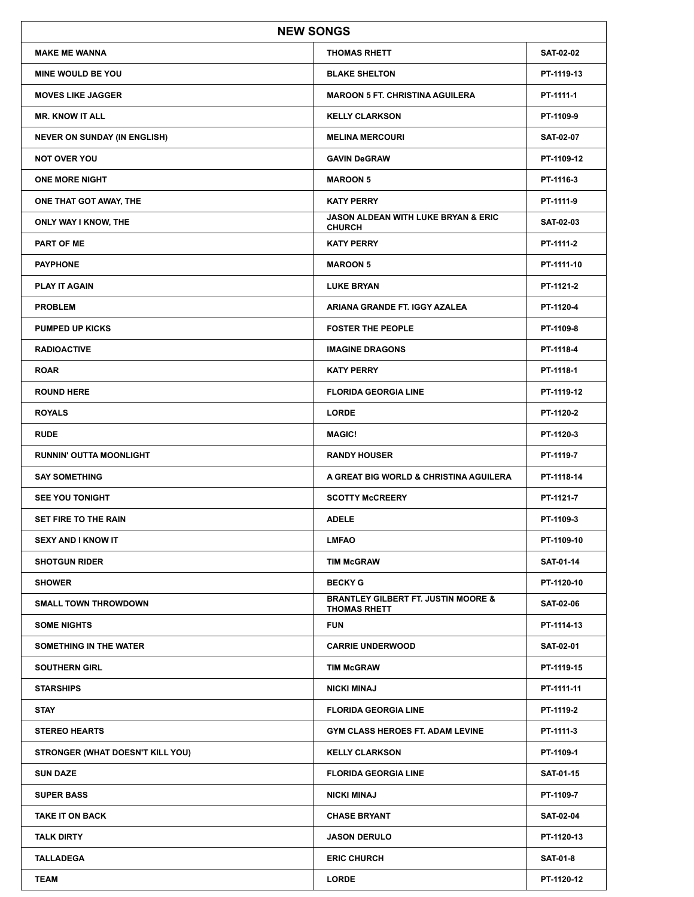| NEW SONGS | | |
|---|---|---|
| MAKE ME WANNA | THOMAS RHETT | SAT-02-02 |
| MINE WOULD BE YOU | BLAKE SHELTON | PT-1119-13 |
| MOVES LIKE JAGGER | MAROON 5 FT. CHRISTINA AGUILERA | PT-1111-1 |
| MR. KNOW IT ALL | KELLY CLARKSON | PT-1109-9 |
| NEVER ON SUNDAY (IN ENGLISH) | MELINA MERCOURI | SAT-02-07 |
| NOT OVER YOU | GAVIN DeGRAW | PT-1109-12 |
| ONE MORE NIGHT | MAROON 5 | PT-1116-3 |
| ONE THAT GOT AWAY, THE | KATY PERRY | PT-1111-9 |
| ONLY WAY I KNOW, THE | JASON ALDEAN WITH LUKE BRYAN & ERIC CHURCH | SAT-02-03 |
| PART OF ME | KATY PERRY | PT-1111-2 |
| PAYPHONE | MAROON 5 | PT-1111-10 |
| PLAY IT AGAIN | LUKE BRYAN | PT-1121-2 |
| PROBLEM | ARIANA GRANDE FT. IGGY AZALEA | PT-1120-4 |
| PUMPED UP KICKS | FOSTER THE PEOPLE | PT-1109-8 |
| RADIOACTIVE | IMAGINE DRAGONS | PT-1118-4 |
| ROAR | KATY PERRY | PT-1118-1 |
| ROUND HERE | FLORIDA GEORGIA LINE | PT-1119-12 |
| ROYALS | LORDE | PT-1120-2 |
| RUDE | MAGIC! | PT-1120-3 |
| RUNNIN' OUTTA MOONLIGHT | RANDY HOUSER | PT-1119-7 |
| SAY SOMETHING | A GREAT BIG WORLD & CHRISTINA AGUILERA | PT-1118-14 |
| SEE YOU TONIGHT | SCOTTY McCREERY | PT-1121-7 |
| SET FIRE TO THE RAIN | ADELE | PT-1109-3 |
| SEXY AND I KNOW IT | LMFAO | PT-1109-10 |
| SHOTGUN RIDER | TIM McGRAW | SAT-01-14 |
| SHOWER | BECKY G | PT-1120-10 |
| SMALL TOWN THROWDOWN | BRANTLEY GILBERT FT. JUSTIN MOORE & THOMAS RHETT | SAT-02-06 |
| SOME NIGHTS | FUN | PT-1114-13 |
| SOMETHING IN THE WATER | CARRIE UNDERWOOD | SAT-02-01 |
| SOUTHERN GIRL | TIM McGRAW | PT-1119-15 |
| STARSHIPS | NICKI MINAJ | PT-1111-11 |
| STAY | FLORIDA GEORGIA LINE | PT-1119-2 |
| STEREO HEARTS | GYM CLASS HEROES FT. ADAM LEVINE | PT-1111-3 |
| STRONGER (WHAT DOESN'T KILL YOU) | KELLY CLARKSON | PT-1109-1 |
| SUN DAZE | FLORIDA GEORGIA LINE | SAT-01-15 |
| SUPER BASS | NICKI MINAJ | PT-1109-7 |
| TAKE IT ON BACK | CHASE BRYANT | SAT-02-04 |
| TALK DIRTY | JASON DERULO | PT-1120-13 |
| TALLADEGA | ERIC CHURCH | SAT-01-8 |
| TEAM | LORDE | PT-1120-12 |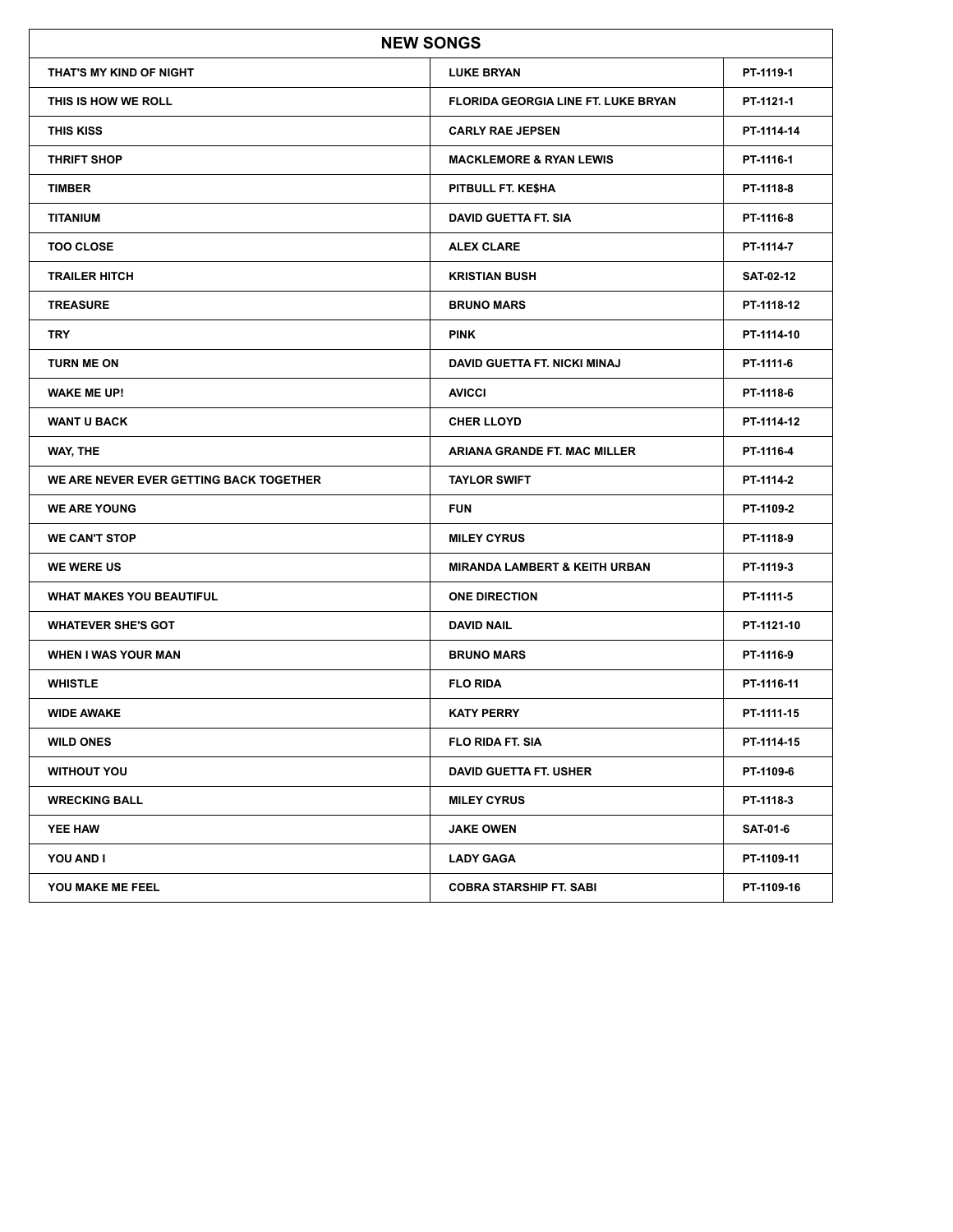| NEW SONGS | | |
|---|---|---|
| THAT'S MY KIND OF NIGHT | LUKE BRYAN | PT-1119-1 |
| THIS IS HOW WE ROLL | FLORIDA GEORGIA LINE FT. LUKE BRYAN | PT-1121-1 |
| THIS KISS | CARLY RAE JEPSEN | PT-1114-14 |
| THRIFT SHOP | MACKLEMORE & RYAN LEWIS | PT-1116-1 |
| TIMBER | PITBULL FT. KE$HA | PT-1118-8 |
| TITANIUM | DAVID GUETTA FT. SIA | PT-1116-8 |
| TOO CLOSE | ALEX CLARE | PT-1114-7 |
| TRAILER HITCH | KRISTIAN BUSH | SAT-02-12 |
| TREASURE | BRUNO MARS | PT-1118-12 |
| TRY | PINK | PT-1114-10 |
| TURN ME ON | DAVID GUETTA FT. NICKI MINAJ | PT-1111-6 |
| WAKE ME UP! | AVICCI | PT-1118-6 |
| WANT U BACK | CHER LLOYD | PT-1114-12 |
| WAY, THE | ARIANA GRANDE FT. MAC MILLER | PT-1116-4 |
| WE ARE NEVER EVER GETTING BACK TOGETHER | TAYLOR SWIFT | PT-1114-2 |
| WE ARE YOUNG | FUN | PT-1109-2 |
| WE CAN'T STOP | MILEY CYRUS | PT-1118-9 |
| WE WERE US | MIRANDA LAMBERT & KEITH URBAN | PT-1119-3 |
| WHAT MAKES YOU BEAUTIFUL | ONE DIRECTION | PT-1111-5 |
| WHATEVER SHE'S GOT | DAVID NAIL | PT-1121-10 |
| WHEN I WAS YOUR MAN | BRUNO MARS | PT-1116-9 |
| WHISTLE | FLO RIDA | PT-1116-11 |
| WIDE AWAKE | KATY PERRY | PT-1111-15 |
| WILD ONES | FLO RIDA FT. SIA | PT-1114-15 |
| WITHOUT YOU | DAVID GUETTA FT. USHER | PT-1109-6 |
| WRECKING BALL | MILEY CYRUS | PT-1118-3 |
| YEE HAW | JAKE OWEN | SAT-01-6 |
| YOU AND I | LADY GAGA | PT-1109-11 |
| YOU MAKE ME FEEL | COBRA STARSHIP FT. SABI | PT-1109-16 |